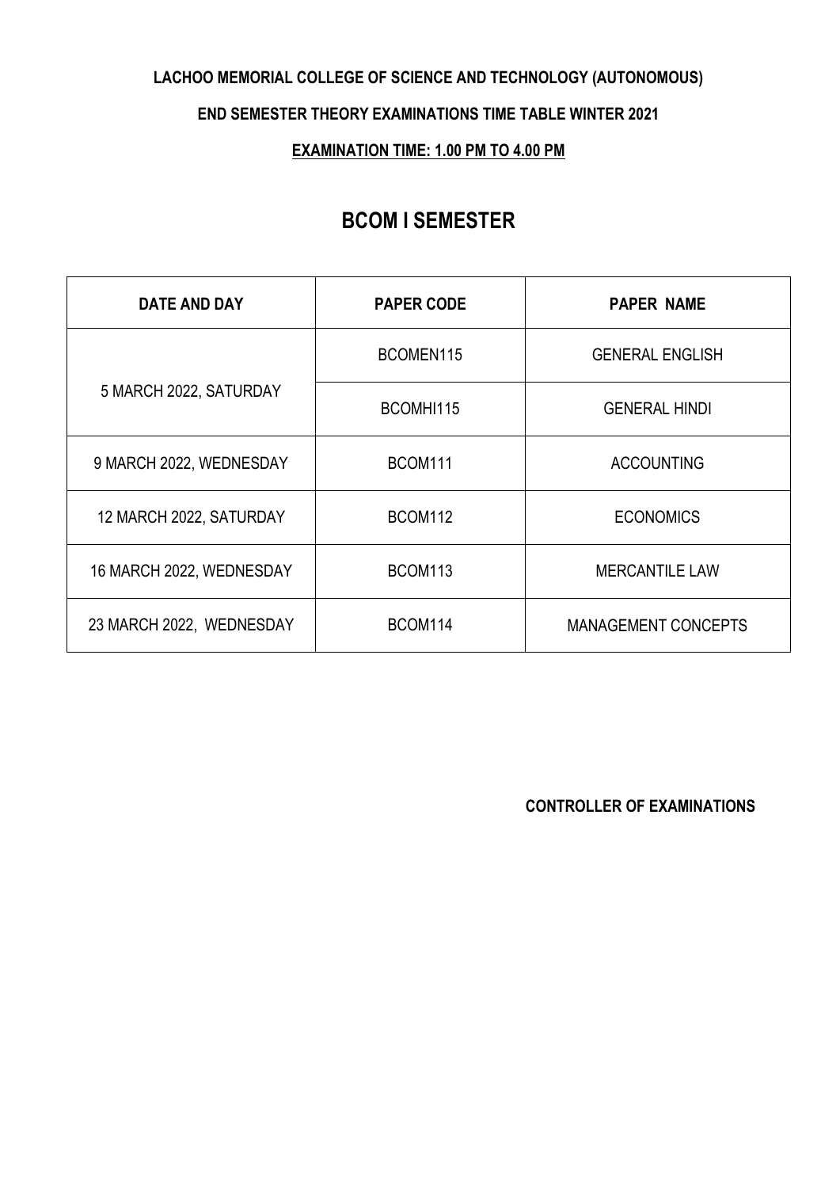**LACHOO MEMORIAL COLLEGE OF SCIENCE AND TECHNOLOGY (AUTONOMOUS)**

**END SEMESTER THEORY EXAMINATIONS TIME TABLE WINTER 2021**

**EXAMINATION TIME: 1.00 PM TO 4.00 PM**

# BCOM I SEMESTER

| DATE AND DAY | PAPER CODE | PAPER NAME |
|---|---|---|
| 5 MARCH 2022, SATURDAY | BCOMEN115 | GENERAL ENGLISH |
| | BCOMHI115 | GENERAL HINDI |
| 9 MARCH 2022, WEDNESDAY | BCOM111 | ACCOUNTING |
| 12 MARCH 2022, SATURDAY | BCOM112 | ECONOMICS |
| 16 MARCH 2022, WEDNESDAY | BCOM113 | MERCANTILE LAW |
| 23 MARCH 2022, WEDNESDAY | BCOM114 | MANAGEMENT CONCEPTS |

**CONTROLLER OF EXAMINATIONS**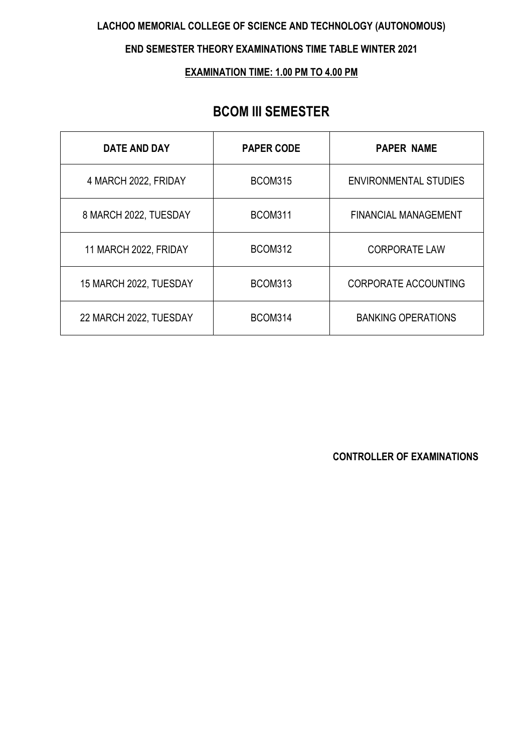**LACHOO MEMORIAL COLLEGE OF SCIENCE AND TECHNOLOGY (AUTONOMOUS)**

**END SEMESTER THEORY EXAMINATIONS TIME TABLE WINTER 2021**

**EXAMINATION TIME: 1.00 PM TO 4.00 PM**

# BCOM III SEMESTER

| DATE AND DAY | PAPER CODE | PAPER NAME |
|---|---|---|
| 4 MARCH 2022, FRIDAY | BCOM315 | ENVIRONMENTAL STUDIES |
| 8 MARCH 2022, TUESDAY | BCOM311 | FINANCIAL MANAGEMENT |
| 11 MARCH 2022, FRIDAY | BCOM312 | CORPORATE LAW |
| 15 MARCH 2022, TUESDAY | BCOM313 | CORPORATE ACCOUNTING |
| 22 MARCH 2022, TUESDAY | BCOM314 | BANKING OPERATIONS |

**CONTROLLER OF EXAMINATIONS**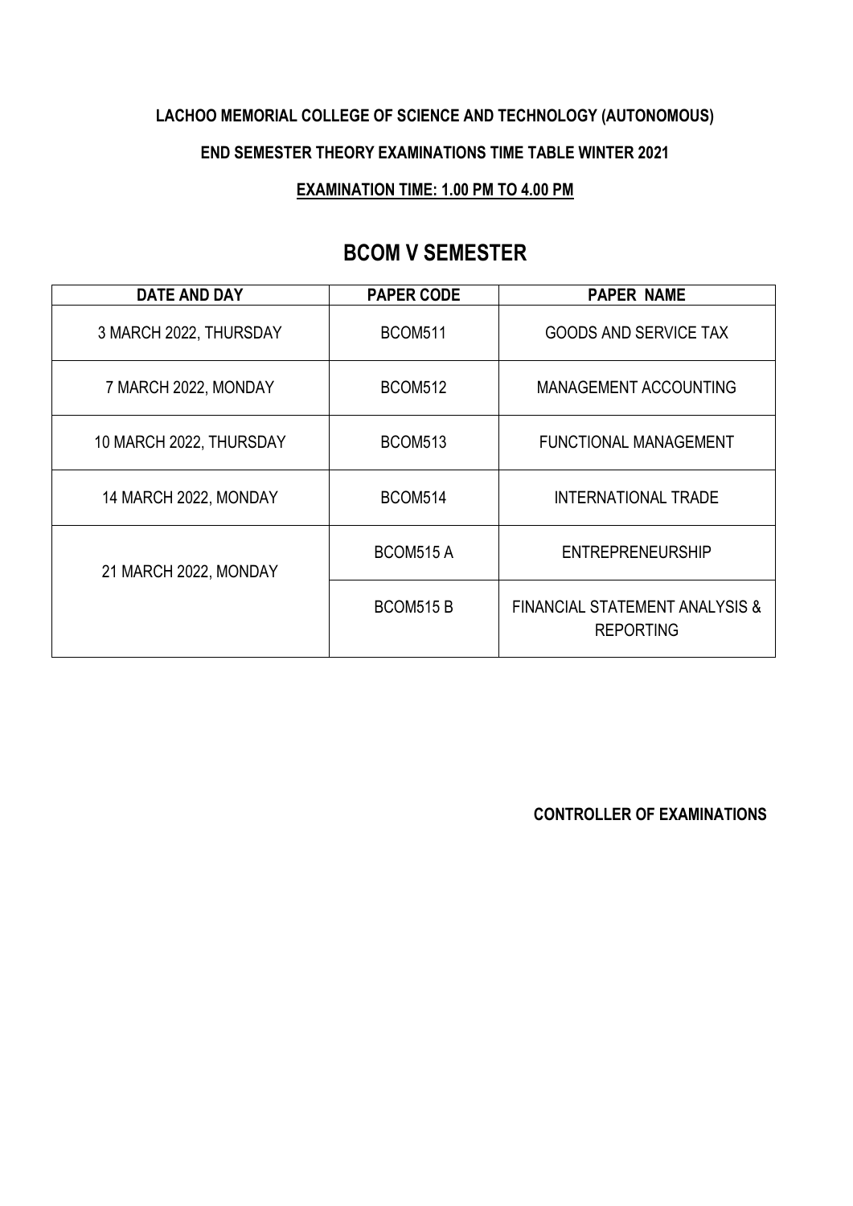**LACHOO MEMORIAL COLLEGE OF SCIENCE AND TECHNOLOGY (AUTONOMOUS)**

**END SEMESTER THEORY EXAMINATIONS TIME TABLE WINTER 2021**

**EXAMINATION TIME: 1.00 PM TO 4.00 PM**

# BCOM V SEMESTER

| DATE AND DAY | PAPER CODE | PAPER NAME |
| --- | --- | --- |
| 3 MARCH 2022, THURSDAY | BCOM511 | GOODS AND SERVICE TAX |
| 7 MARCH 2022, MONDAY | BCOM512 | MANAGEMENT ACCOUNTING |
| 10 MARCH 2022, THURSDAY | BCOM513 | FUNCTIONAL MANAGEMENT |
| 14 MARCH 2022, MONDAY | BCOM514 | INTERNATIONAL TRADE |
| 21 MARCH 2022, MONDAY | BCOM515 A | ENTREPRENEURSHIP |
| | BCOM515 B | FINANCIAL STATEMENT ANALYSIS & REPORTING |

**CONTROLLER OF EXAMINATIONS**